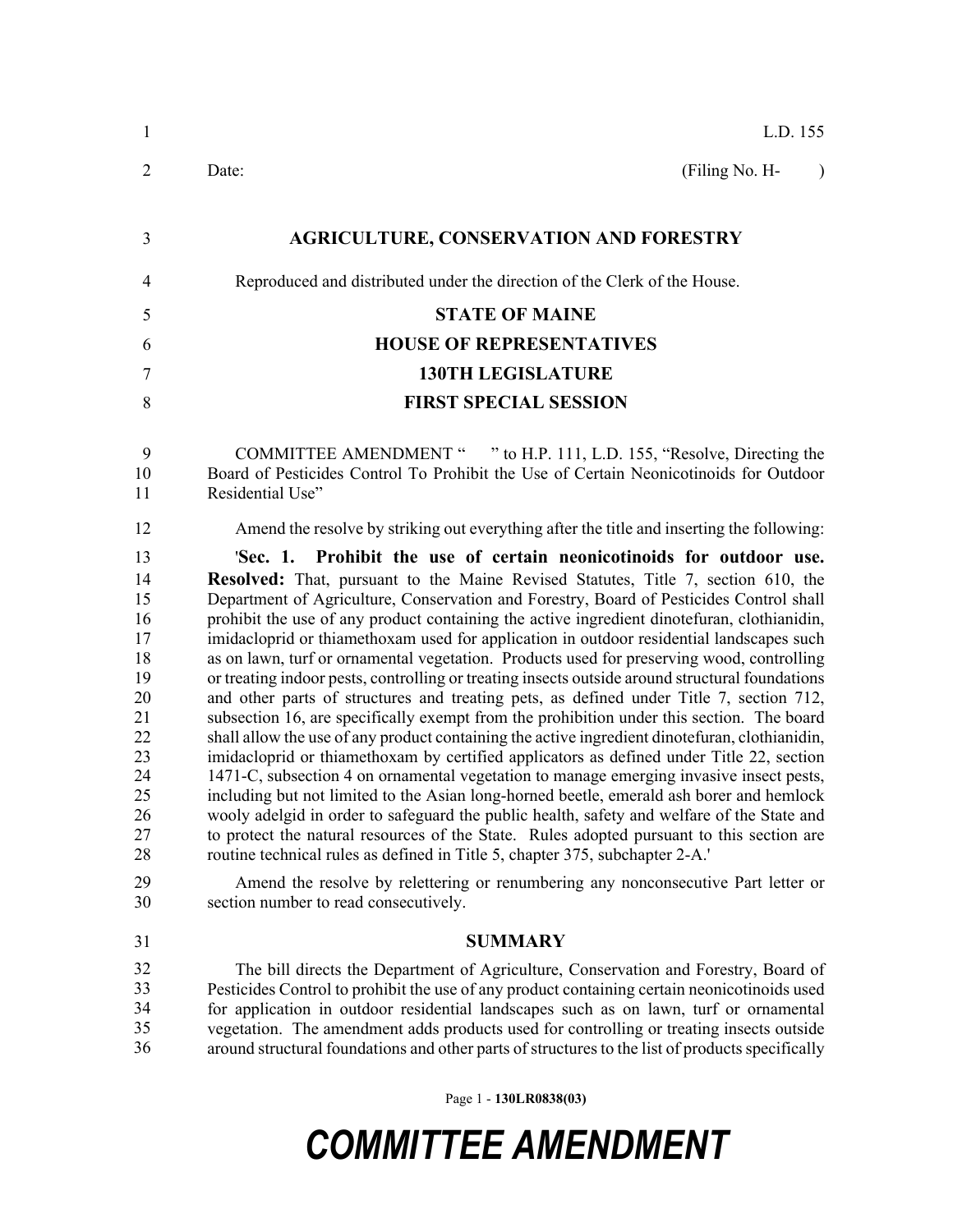L.D. 155

Date: (Filing No. H- )

**AGRICULTURE, CONSERVATION AND FORESTRY**

Reproduced and distributed under the direction of the Clerk of the House.

**STATE OF MAINE**

**HOUSE OF REPRESENTATIVES**

**130TH LEGISLATURE**

**FIRST SPECIAL SESSION**

COMMITTEE AMENDMENT " " to H.P. 111, L.D. 155, "Resolve, Directing the Board of Pesticides Control To Prohibit the Use of Certain Neonicotinoids for Outdoor Residential Use"

Amend the resolve by striking out everything after the title and inserting the following:

'**Sec. 1. Prohibit the use of certain neonicotinoids for outdoor use. Resolved:** That, pursuant to the Maine Revised Statutes, Title 7, section 610, the Department of Agriculture, Conservation and Forestry, Board of Pesticides Control shall prohibit the use of any product containing the active ingredient dinotefuran, clothianidin, imidacloprid or thiamethoxam used for application in outdoor residential landscapes such as on lawn, turf or ornamental vegetation. Products used for preserving wood, controlling or treating indoor pests, controlling or treating insects outside around structural foundations and other parts of structures and treating pets, as defined under Title 7, section 712, subsection 16, are specifically exempt from the prohibition under this section. The board shall allow the use of any product containing the active ingredient dinotefuran, clothianidin, imidacloprid or thiamethoxam by certified applicators as defined under Title 22, section 1471-C, subsection 4 on ornamental vegetation to manage emerging invasive insect pests, including but not limited to the Asian long-horned beetle, emerald ash borer and hemlock wooly adelgid in order to safeguard the public health, safety and welfare of the State and to protect the natural resources of the State. Rules adopted pursuant to this section are routine technical rules as defined in Title 5, chapter 375, subchapter 2-A.'

Amend the resolve by relettering or renumbering any nonconsecutive Part letter or section number to read consecutively.

**SUMMARY**

The bill directs the Department of Agriculture, Conservation and Forestry, Board of Pesticides Control to prohibit the use of any product containing certain neonicotinoids used for application in outdoor residential landscapes such as on lawn, turf or ornamental vegetation. The amendment adds products used for controlling or treating insects outside around structural foundations and other parts of structures to the list of products specifically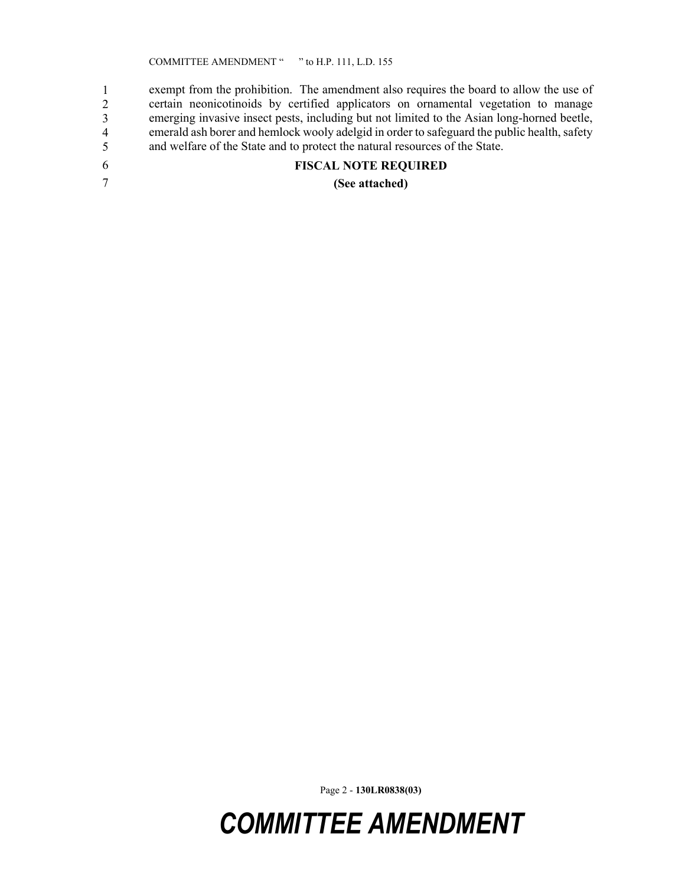exempt from the prohibition. The amendment also requires the board to allow the use of certain neonicotinoids by certified applicators on ornamental vegetation to manage emerging invasive insect pests, including but not limited to the Asian long-horned beetle, emerald ash borer and hemlock wooly adelgid in order to safeguard the public health, safety and welfare of the State and to protect the natural resources of the State.

**FISCAL NOTE REQUIRED**

**(See attached)**